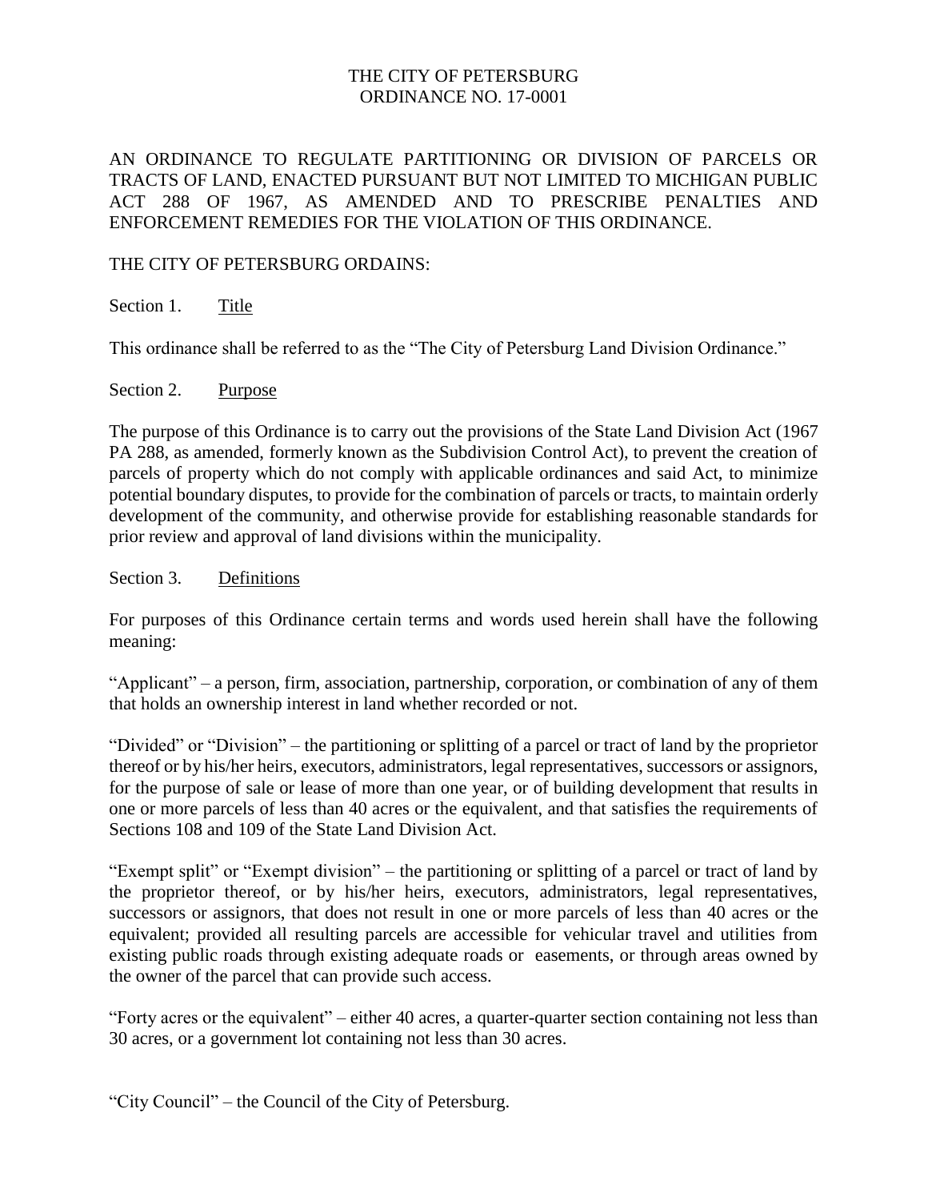# THE CITY OF PETERSBURG
## ORDINANCE NO. 17-0001

AN ORDINANCE TO REGULATE PARTITIONING OR DIVISION OF PARCELS OR TRACTS OF LAND, ENACTED PURSUANT BUT NOT LIMITED TO MICHIGAN PUBLIC ACT 288 OF 1967, AS AMENDED AND TO PRESCRIBE PENALTIES AND ENFORCEMENT REMEDIES FOR THE VIOLATION OF THIS ORDINANCE.

THE CITY OF PETERSBURG ORDAINS:

### Section 1. Title

This ordinance shall be referred to as the "The City of Petersburg Land Division Ordinance."

### Section 2. Purpose

The purpose of this Ordinance is to carry out the provisions of the State Land Division Act (1967 PA 288, as amended, formerly known as the Subdivision Control Act), to prevent the creation of parcels of property which do not comply with applicable ordinances and said Act, to minimize potential boundary disputes, to provide for the combination of parcels or tracts, to maintain orderly development of the community, and otherwise provide for establishing reasonable standards for prior review and approval of land divisions within the municipality.

### Section 3. Definitions

For purposes of this Ordinance certain terms and words used herein shall have the following meaning:

"Applicant" – a person, firm, association, partnership, corporation, or combination of any of them that holds an ownership interest in land whether recorded or not.

"Divided" or "Division" – the partitioning or splitting of a parcel or tract of land by the proprietor thereof or by his/her heirs, executors, administrators, legal representatives, successors or assignors, for the purpose of sale or lease of more than one year, or of building development that results in one or more parcels of less than 40 acres or the equivalent, and that satisfies the requirements of Sections 108 and 109 of the State Land Division Act.

"Exempt split" or "Exempt division" – the partitioning or splitting of a parcel or tract of land by the proprietor thereof, or by his/her heirs, executors, administrators, legal representatives, successors or assignors, that does not result in one or more parcels of less than 40 acres or the equivalent; provided all resulting parcels are accessible for vehicular travel and utilities from existing public roads through existing adequate roads or easements, or through areas owned by the owner of the parcel that can provide such access.

"Forty acres or the equivalent" – either 40 acres, a quarter-quarter section containing not less than 30 acres, or a government lot containing not less than 30 acres.

"City Council" – the Council of the City of Petersburg.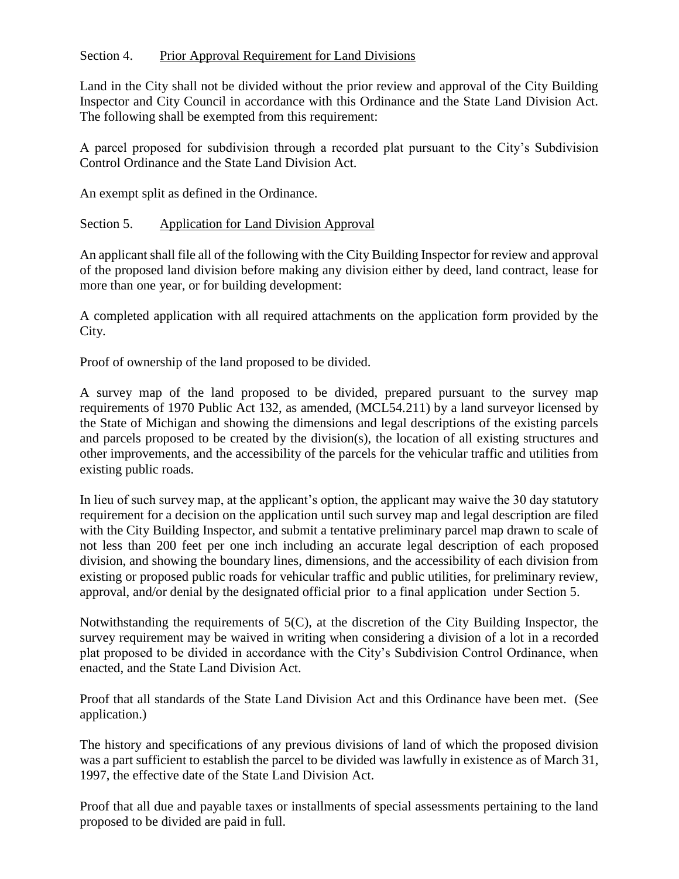Section 4. Prior Approval Requirement for Land Divisions

Land in the City shall not be divided without the prior review and approval of the City Building Inspector and City Council in accordance with this Ordinance and the State Land Division Act. The following shall be exempted from this requirement:

A parcel proposed for subdivision through a recorded plat pursuant to the City's Subdivision Control Ordinance and the State Land Division Act.

An exempt split as defined in the Ordinance.

Section 5. Application for Land Division Approval

An applicant shall file all of the following with the City Building Inspector for review and approval of the proposed land division before making any division either by deed, land contract, lease for more than one year, or for building development:

A completed application with all required attachments on the application form provided by the City.

Proof of ownership of the land proposed to be divided.

A survey map of the land proposed to be divided, prepared pursuant to the survey map requirements of 1970 Public Act 132, as amended, (MCL54.211) by a land surveyor licensed by the State of Michigan and showing the dimensions and legal descriptions of the existing parcels and parcels proposed to be created by the division(s), the location of all existing structures and other improvements, and the accessibility of the parcels for the vehicular traffic and utilities from existing public roads.

In lieu of such survey map, at the applicant's option, the applicant may waive the 30 day statutory requirement for a decision on the application until such survey map and legal description are filed with the City Building Inspector, and submit a tentative preliminary parcel map drawn to scale of not less than 200 feet per one inch including an accurate legal description of each proposed division, and showing the boundary lines, dimensions, and the accessibility of each division from existing or proposed public roads for vehicular traffic and public utilities, for preliminary review, approval, and/or denial by the designated official prior to a final application under Section 5.

Notwithstanding the requirements of 5(C), at the discretion of the City Building Inspector, the survey requirement may be waived in writing when considering a division of a lot in a recorded plat proposed to be divided in accordance with the City's Subdivision Control Ordinance, when enacted, and the State Land Division Act.

Proof that all standards of the State Land Division Act and this Ordinance have been met. (See application.)

The history and specifications of any previous divisions of land of which the proposed division was a part sufficient to establish the parcel to be divided was lawfully in existence as of March 31, 1997, the effective date of the State Land Division Act.

Proof that all due and payable taxes or installments of special assessments pertaining to the land proposed to be divided are paid in full.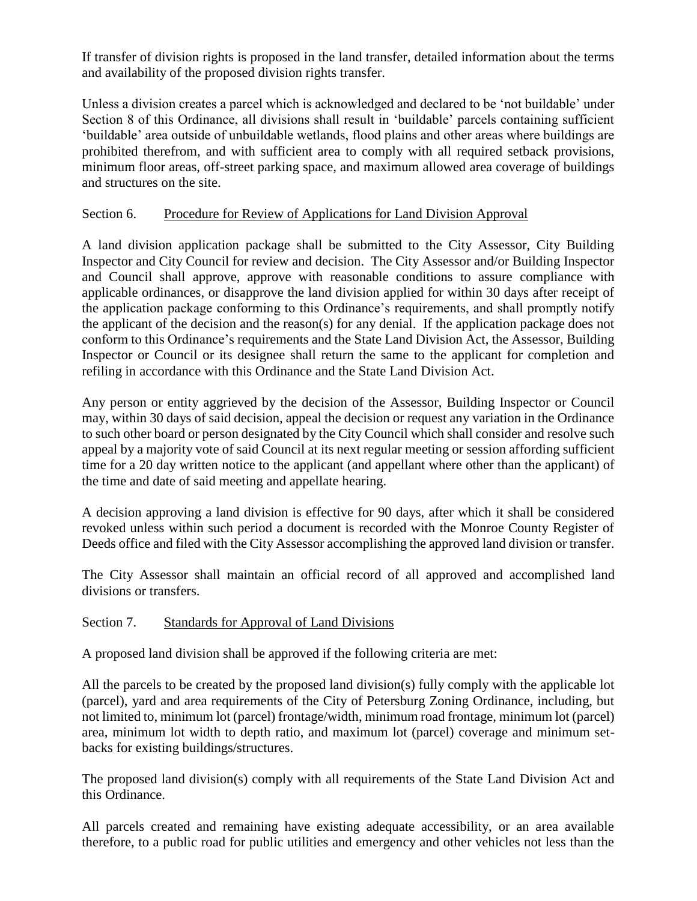If transfer of division rights is proposed in the land transfer, detailed information about the terms and availability of the proposed division rights transfer.

Unless a division creates a parcel which is acknowledged and declared to be 'not buildable' under Section 8 of this Ordinance, all divisions shall result in 'buildable' parcels containing sufficient 'buildable' area outside of unbuildable wetlands, flood plains and other areas where buildings are prohibited therefrom, and with sufficient area to comply with all required setback provisions, minimum floor areas, off-street parking space, and maximum allowed area coverage of buildings and structures on the site.

Section 6. Procedure for Review of Applications for Land Division Approval

A land division application package shall be submitted to the City Assessor, City Building Inspector and City Council for review and decision. The City Assessor and/or Building Inspector and Council shall approve, approve with reasonable conditions to assure compliance with applicable ordinances, or disapprove the land division applied for within 30 days after receipt of the application package conforming to this Ordinance's requirements, and shall promptly notify the applicant of the decision and the reason(s) for any denial. If the application package does not conform to this Ordinance's requirements and the State Land Division Act, the Assessor, Building Inspector or Council or its designee shall return the same to the applicant for completion and refiling in accordance with this Ordinance and the State Land Division Act.

Any person or entity aggrieved by the decision of the Assessor, Building Inspector or Council may, within 30 days of said decision, appeal the decision or request any variation in the Ordinance to such other board or person designated by the City Council which shall consider and resolve such appeal by a majority vote of said Council at its next regular meeting or session affording sufficient time for a 20 day written notice to the applicant (and appellant where other than the applicant) of the time and date of said meeting and appellate hearing.

A decision approving a land division is effective for 90 days, after which it shall be considered revoked unless within such period a document is recorded with the Monroe County Register of Deeds office and filed with the City Assessor accomplishing the approved land division or transfer.

The City Assessor shall maintain an official record of all approved and accomplished land divisions or transfers.

Section 7. Standards for Approval of Land Divisions

A proposed land division shall be approved if the following criteria are met:

All the parcels to be created by the proposed land division(s) fully comply with the applicable lot (parcel), yard and area requirements of the City of Petersburg Zoning Ordinance, including, but not limited to, minimum lot (parcel) frontage/width, minimum road frontage, minimum lot (parcel) area, minimum lot width to depth ratio, and maximum lot (parcel) coverage and minimum set-backs for existing buildings/structures.

The proposed land division(s) comply with all requirements of the State Land Division Act and this Ordinance.

All parcels created and remaining have existing adequate accessibility, or an area available therefore, to a public road for public utilities and emergency and other vehicles not less than the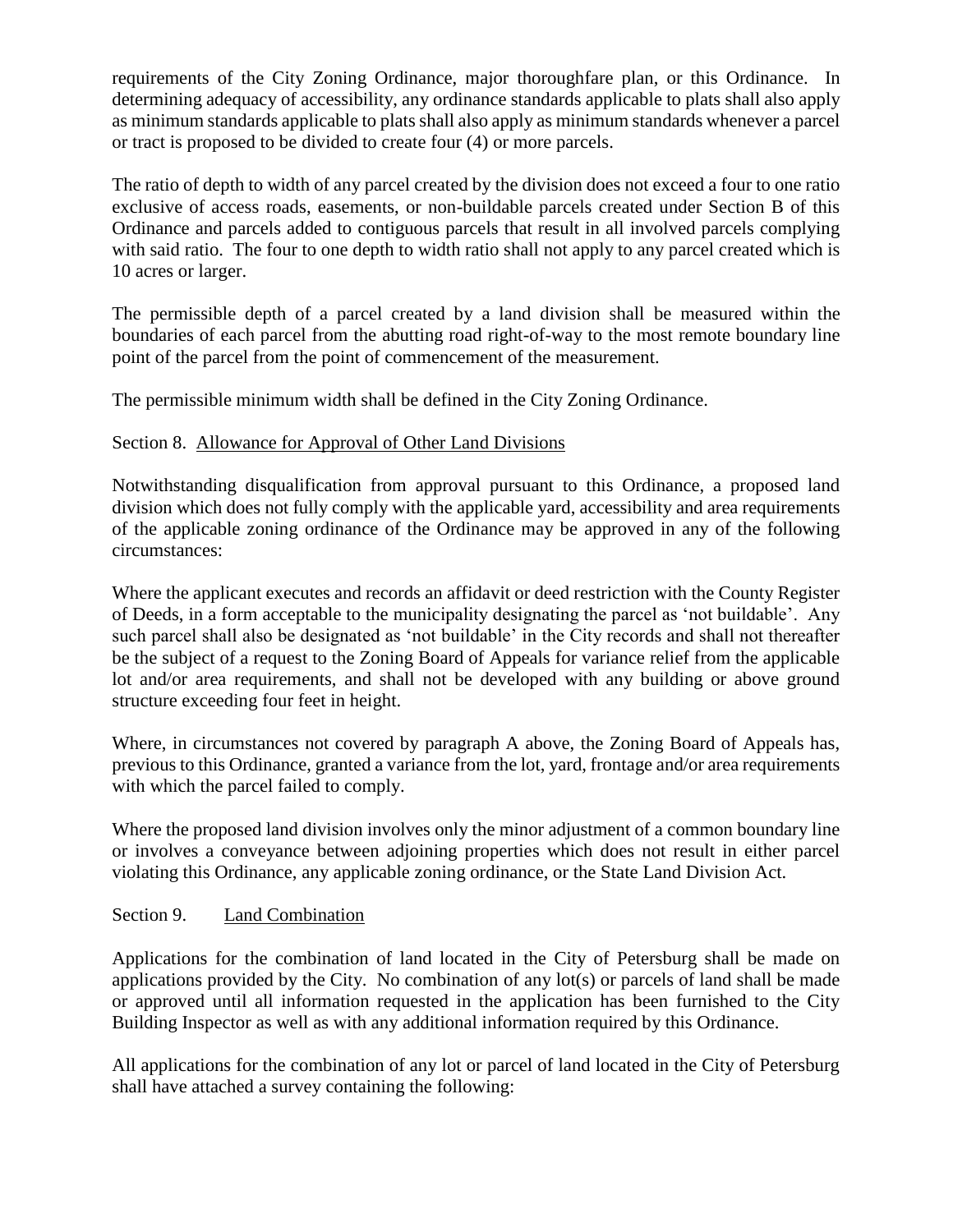requirements of the City Zoning Ordinance, major thoroughfare plan, or this Ordinance. In determining adequacy of accessibility, any ordinance standards applicable to plats shall also apply as minimum standards applicable to plats shall also apply as minimum standards whenever a parcel or tract is proposed to be divided to create four (4) or more parcels.

The ratio of depth to width of any parcel created by the division does not exceed a four to one ratio exclusive of access roads, easements, or non-buildable parcels created under Section B of this Ordinance and parcels added to contiguous parcels that result in all involved parcels complying with said ratio. The four to one depth to width ratio shall not apply to any parcel created which is 10 acres or larger.

The permissible depth of a parcel created by a land division shall be measured within the boundaries of each parcel from the abutting road right-of-way to the most remote boundary line point of the parcel from the point of commencement of the measurement.

The permissible minimum width shall be defined in the City Zoning Ordinance.

Section 8. Allowance for Approval of Other Land Divisions

Notwithstanding disqualification from approval pursuant to this Ordinance, a proposed land division which does not fully comply with the applicable yard, accessibility and area requirements of the applicable zoning ordinance of the Ordinance may be approved in any of the following circumstances:

Where the applicant executes and records an affidavit or deed restriction with the County Register of Deeds, in a form acceptable to the municipality designating the parcel as 'not buildable'. Any such parcel shall also be designated as 'not buildable' in the City records and shall not thereafter be the subject of a request to the Zoning Board of Appeals for variance relief from the applicable lot and/or area requirements, and shall not be developed with any building or above ground structure exceeding four feet in height.

Where, in circumstances not covered by paragraph A above, the Zoning Board of Appeals has, previous to this Ordinance, granted a variance from the lot, yard, frontage and/or area requirements with which the parcel failed to comply.

Where the proposed land division involves only the minor adjustment of a common boundary line or involves a conveyance between adjoining properties which does not result in either parcel violating this Ordinance, any applicable zoning ordinance, or the State Land Division Act.

Section 9. Land Combination

Applications for the combination of land located in the City of Petersburg shall be made on applications provided by the City. No combination of any lot(s) or parcels of land shall be made or approved until all information requested in the application has been furnished to the City Building Inspector as well as with any additional information required by this Ordinance.

All applications for the combination of any lot or parcel of land located in the City of Petersburg shall have attached a survey containing the following: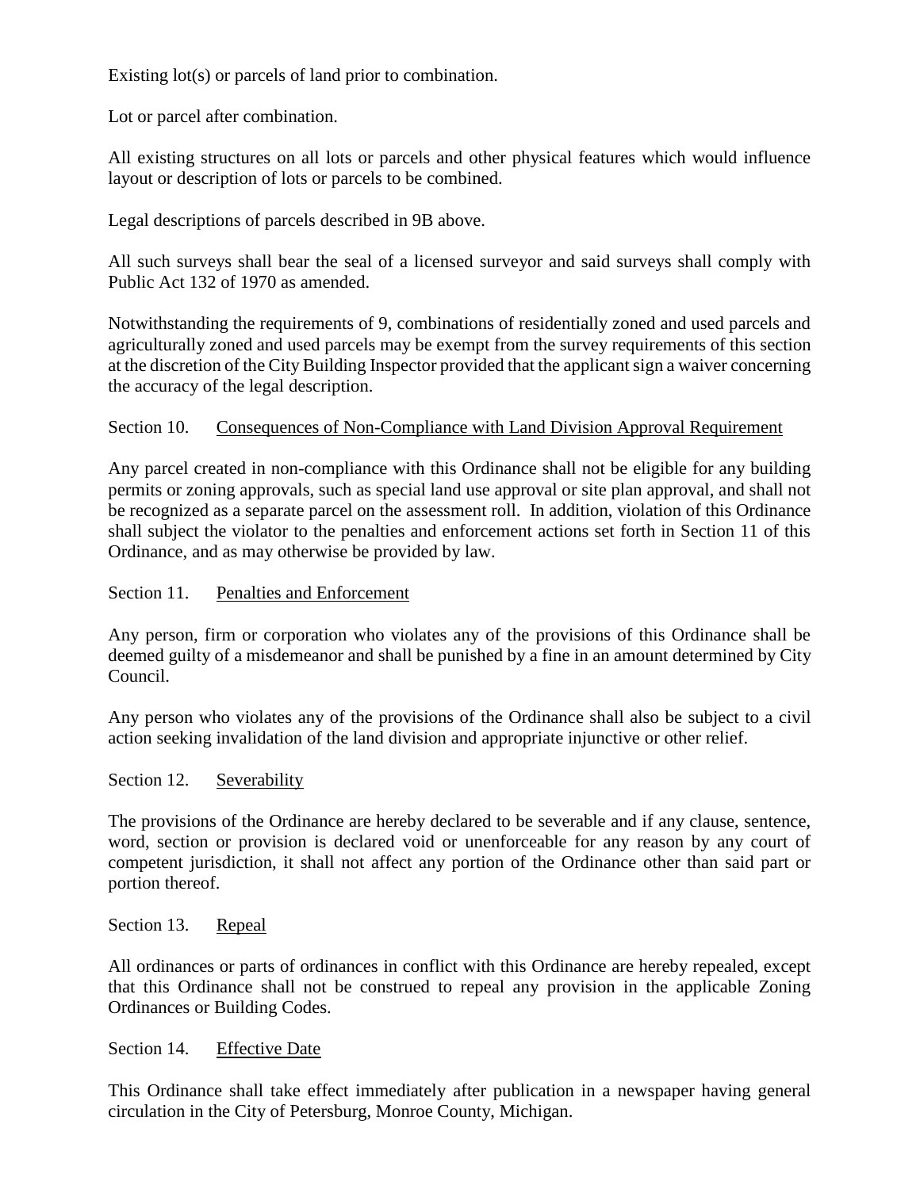Existing lot(s) or parcels of land prior to combination.

Lot or parcel after combination.

All existing structures on all lots or parcels and other physical features which would influence layout or description of lots or parcels to be combined.

Legal descriptions of parcels described in 9B above.

All such surveys shall bear the seal of a licensed surveyor and said surveys shall comply with Public Act 132 of 1970 as amended.

Notwithstanding the requirements of 9, combinations of residentially zoned and used parcels and agriculturally zoned and used parcels may be exempt from the survey requirements of this section at the discretion of the City Building Inspector provided that the applicant sign a waiver concerning the accuracy of the legal description.

Section 10. Consequences of Non-Compliance with Land Division Approval Requirement

Any parcel created in non-compliance with this Ordinance shall not be eligible for any building permits or zoning approvals, such as special land use approval or site plan approval, and shall not be recognized as a separate parcel on the assessment roll. In addition, violation of this Ordinance shall subject the violator to the penalties and enforcement actions set forth in Section 11 of this Ordinance, and as may otherwise be provided by law.

Section 11. Penalties and Enforcement

Any person, firm or corporation who violates any of the provisions of this Ordinance shall be deemed guilty of a misdemeanor and shall be punished by a fine in an amount determined by City Council.

Any person who violates any of the provisions of the Ordinance shall also be subject to a civil action seeking invalidation of the land division and appropriate injunctive or other relief.

Section 12. Severability

The provisions of the Ordinance are hereby declared to be severable and if any clause, sentence, word, section or provision is declared void or unenforceable for any reason by any court of competent jurisdiction, it shall not affect any portion of the Ordinance other than said part or portion thereof.

Section 13. Repeal

All ordinances or parts of ordinances in conflict with this Ordinance are hereby repealed, except that this Ordinance shall not be construed to repeal any provision in the applicable Zoning Ordinances or Building Codes.

Section 14. Effective Date

This Ordinance shall take effect immediately after publication in a newspaper having general circulation in the City of Petersburg, Monroe County, Michigan.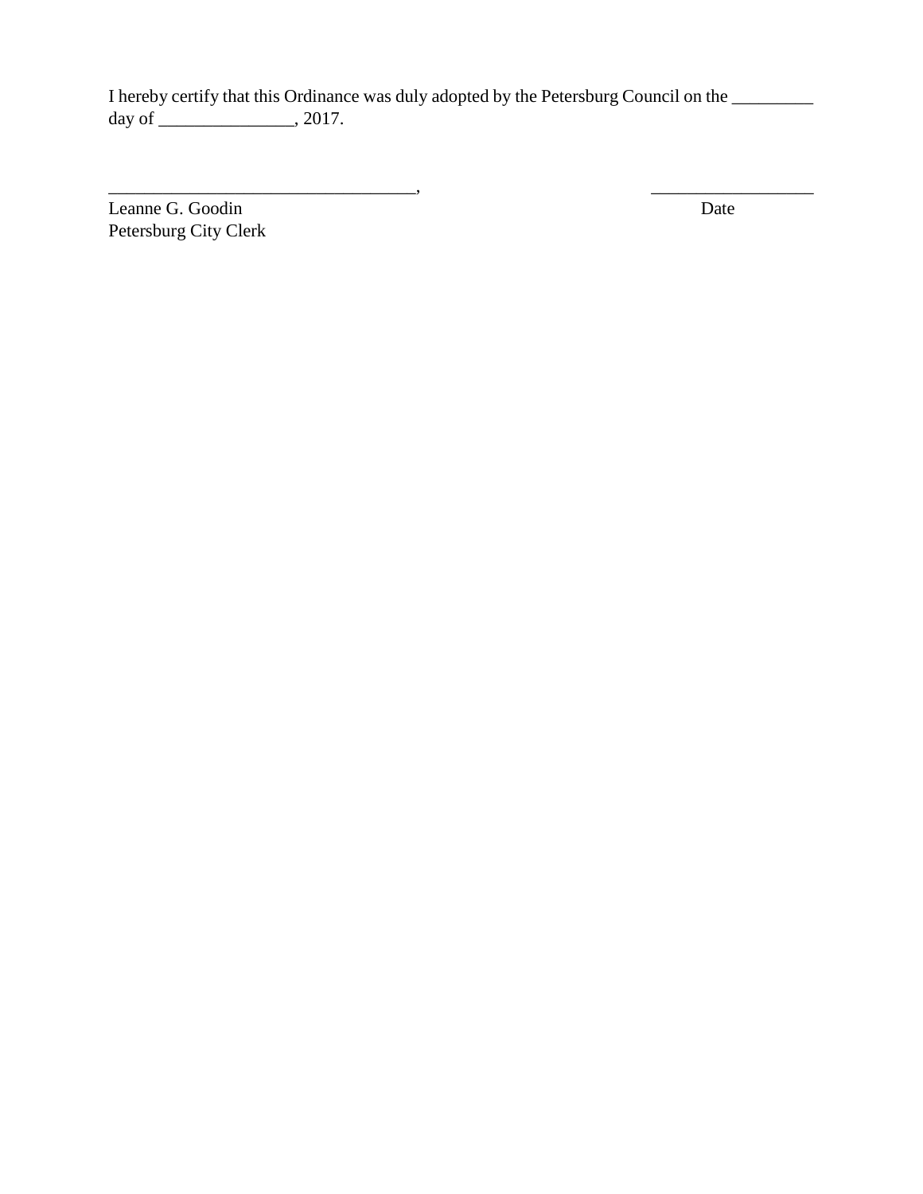I hereby certify that this Ordinance was duly adopted by the Petersburg Council on the _________ day of _______________, 2017.

__________________________________, &nbsp;&nbsp;&nbsp;&nbsp;&nbsp;&nbsp;&nbsp;&nbsp;&nbsp;&nbsp;&nbsp;&nbsp;&nbsp;&nbsp;&nbsp;&nbsp;&nbsp;&nbsp; __________________

Leanne G. Goodin &nbsp;&nbsp;&nbsp;&nbsp;&nbsp;&nbsp;&nbsp;&nbsp;&nbsp;&nbsp;&nbsp;&nbsp;&nbsp;&nbsp;&nbsp;&nbsp;&nbsp;&nbsp;&nbsp;&nbsp;&nbsp;&nbsp;&nbsp;&nbsp;&nbsp;&nbsp;&nbsp;&nbsp;&nbsp;&nbsp;&nbsp;&nbsp;&nbsp;&nbsp;&nbsp;&nbsp;&nbsp;&nbsp;&nbsp;&nbsp; Date
Petersburg City Clerk